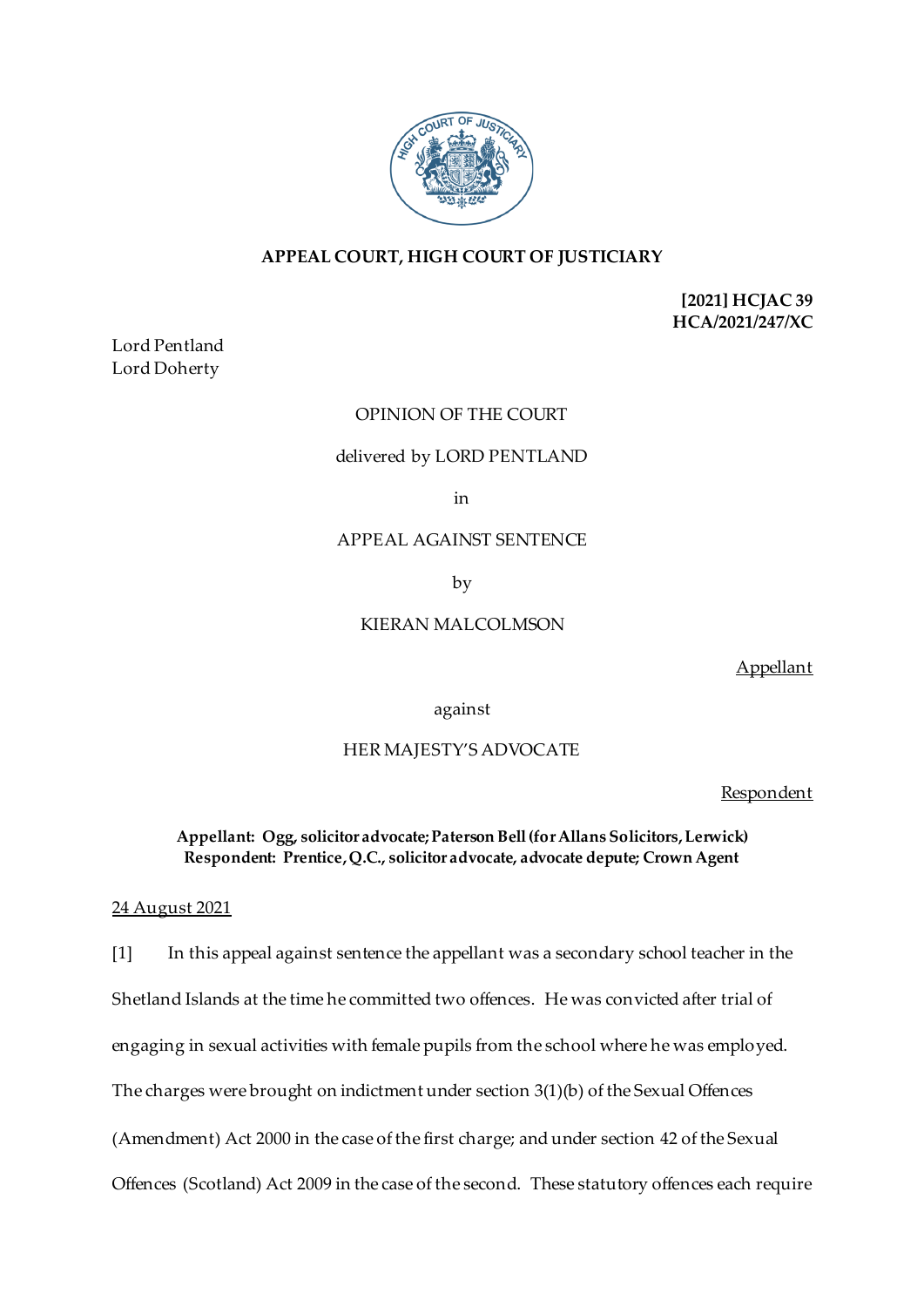**APPEAL COURT, HIGH COURT OF JUSTICIARY**

**[2021] HCJAC 39**
**HCA/2021/247/XC**

Lord Pentland
Lord Doherty

OPINION OF THE COURT

delivered by LORD PENTLAND

in

APPEAL AGAINST SENTENCE

by

KIERAN MALCOLMSON

Appellant

against

HER MAJESTY'S ADVOCATE

Respondent

**Appellant: Ogg, solicitor advocate; Paterson Bell (for Allans Solicitors, Lerwick)**
**Respondent: Prentice, Q.C., solicitor advocate, advocate depute; Crown Agent**

24 August 2021

[1] In this appeal against sentence the appellant was a secondary school teacher in the Shetland Islands at the time he committed two offences. He was convicted after trial of engaging in sexual activities with female pupils from the school where he was employed. The charges were brought on indictment under section 3(1)(b) of the Sexual Offences (Amendment) Act 2000 in the case of the first charge; and under section 42 of the Sexual Offences (Scotland) Act 2009 in the case of the second. These statutory offences each require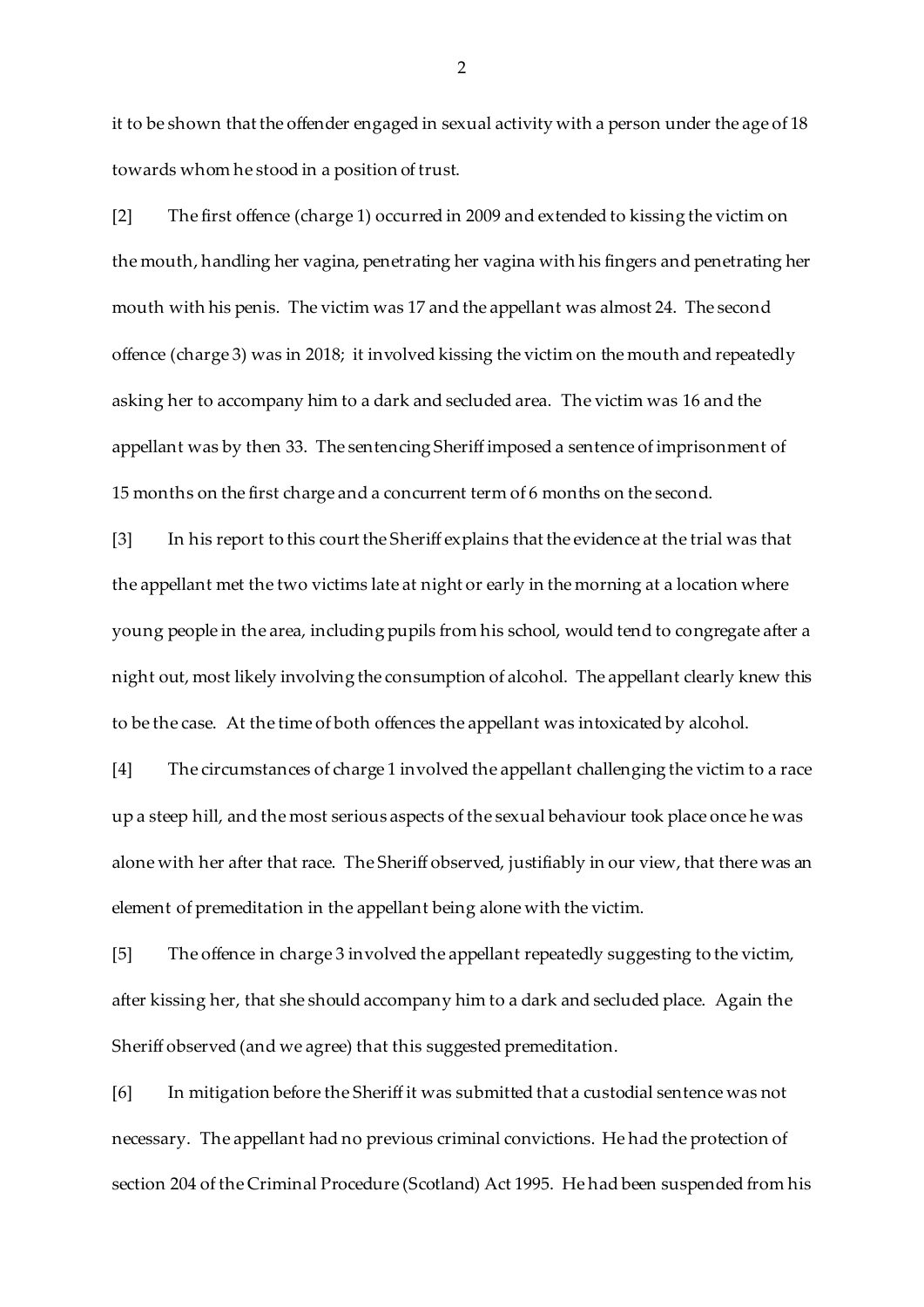it to be shown that the offender engaged in sexual activity with a person under the age of 18 towards whom he stood in a position of trust.

[2] The first offence (charge 1) occurred in 2009 and extended to kissing the victim on the mouth, handling her vagina, penetrating her vagina with his fingers and penetrating her mouth with his penis. The victim was 17 and the appellant was almost 24. The second offence (charge 3) was in 2018; it involved kissing the victim on the mouth and repeatedly asking her to accompany him to a dark and secluded area. The victim was 16 and the appellant was by then 33. The sentencing Sheriff imposed a sentence of imprisonment of 15 months on the first charge and a concurrent term of 6 months on the second.

[3] In his report to this court the Sheriff explains that the evidence at the trial was that the appellant met the two victims late at night or early in the morning at a location where young people in the area, including pupils from his school, would tend to congregate after a night out, most likely involving the consumption of alcohol. The appellant clearly knew this to be the case. At the time of both offences the appellant was intoxicated by alcohol.

[4] The circumstances of charge 1 involved the appellant challenging the victim to a race up a steep hill, and the most serious aspects of the sexual behaviour took place once he was alone with her after that race. The Sheriff observed, justifiably in our view, that there was an element of premeditation in the appellant being alone with the victim.

[5] The offence in charge 3 involved the appellant repeatedly suggesting to the victim, after kissing her, that she should accompany him to a dark and secluded place. Again the Sheriff observed (and we agree) that this suggested premeditation.

[6] In mitigation before the Sheriff it was submitted that a custodial sentence was not necessary. The appellant had no previous criminal convictions. He had the protection of section 204 of the Criminal Procedure (Scotland) Act 1995. He had been suspended from his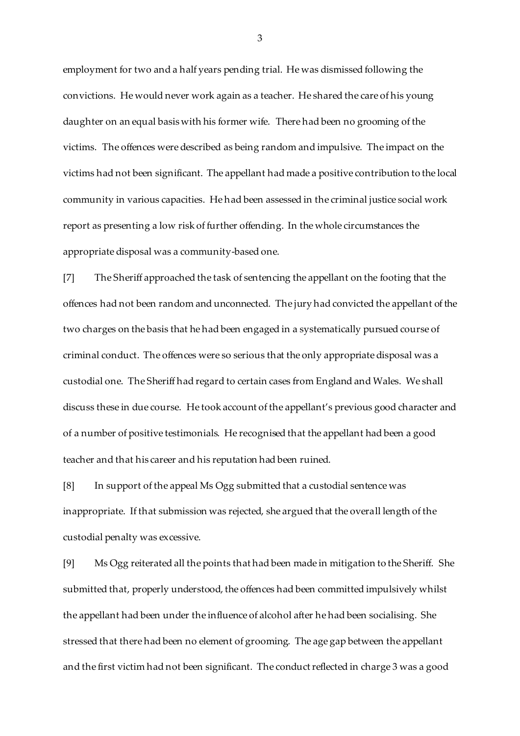employment for two and a half years pending trial. He was dismissed following the convictions. He would never work again as a teacher. He shared the care of his young daughter on an equal basis with his former wife. There had been no grooming of the victims. The offences were described as being random and impulsive. The impact on the victims had not been significant. The appellant had made a positive contribution to the local community in various capacities. He had been assessed in the criminal justice social work report as presenting a low risk of further offending. In the whole circumstances the appropriate disposal was a community-based one.

[7] The Sheriff approached the task of sentencing the appellant on the footing that the offences had not been random and unconnected. The jury had convicted the appellant of the two charges on the basis that he had been engaged in a systematically pursued course of criminal conduct. The offences were so serious that the only appropriate disposal was a custodial one. The Sheriff had regard to certain cases from England and Wales. We shall discuss these in due course. He took account of the appellant's previous good character and of a number of positive testimonials. He recognised that the appellant had been a good teacher and that his career and his reputation had been ruined.

[8] In support of the appeal Ms Ogg submitted that a custodial sentence was inappropriate. If that submission was rejected, she argued that the overall length of the custodial penalty was excessive.

[9] Ms Ogg reiterated all the points that had been made in mitigation to the Sheriff. She submitted that, properly understood, the offences had been committed impulsively whilst the appellant had been under the influence of alcohol after he had been socialising. She stressed that there had been no element of grooming. The age gap between the appellant and the first victim had not been significant. The conduct reflected in charge 3 was a good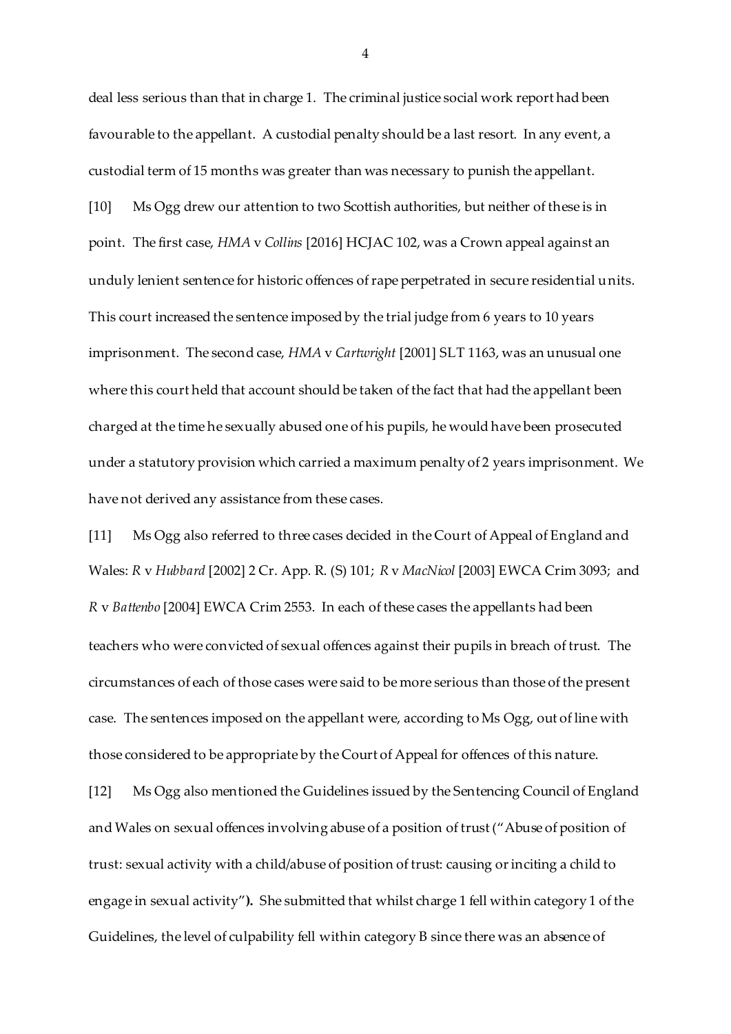deal less serious than that in charge 1. The criminal justice social work report had been favourable to the appellant. A custodial penalty should be a last resort. In any event, a custodial term of 15 months was greater than was necessary to punish the appellant.

[10] Ms Ogg drew our attention to two Scottish authorities, but neither of these is in point. The first case, *HMA* v *Collins* [2016] HCJAC 102, was a Crown appeal against an unduly lenient sentence for historic offences of rape perpetrated in secure residential units. This court increased the sentence imposed by the trial judge from 6 years to 10 years imprisonment. The second case, *HMA* v *Cartwright* [2001] SLT 1163, was an unusual one where this court held that account should be taken of the fact that had the appellant been charged at the time he sexually abused one of his pupils, he would have been prosecuted under a statutory provision which carried a maximum penalty of 2 years imprisonment. We have not derived any assistance from these cases.

[11] Ms Ogg also referred to three cases decided in the Court of Appeal of England and Wales: *R* v *Hubbard* [2002] 2 Cr. App. R. (S) 101; *R* v *MacNicol* [2003] EWCA Crim 3093; and *R* v *Battenbo* [2004] EWCA Crim 2553. In each of these cases the appellants had been teachers who were convicted of sexual offences against their pupils in breach of trust. The circumstances of each of those cases were said to be more serious than those of the present case. The sentences imposed on the appellant were, according to Ms Ogg, out of line with those considered to be appropriate by the Court of Appeal for offences of this nature.

[12] Ms Ogg also mentioned the Guidelines issued by the Sentencing Council of England and Wales on sexual offences involving abuse of a position of trust ("Abuse of position of trust: sexual activity with a child/abuse of position of trust: causing or inciting a child to engage in sexual activity"**).** She submitted that whilst charge 1 fell within category 1 of the Guidelines, the level of culpability fell within category B since there was an absence of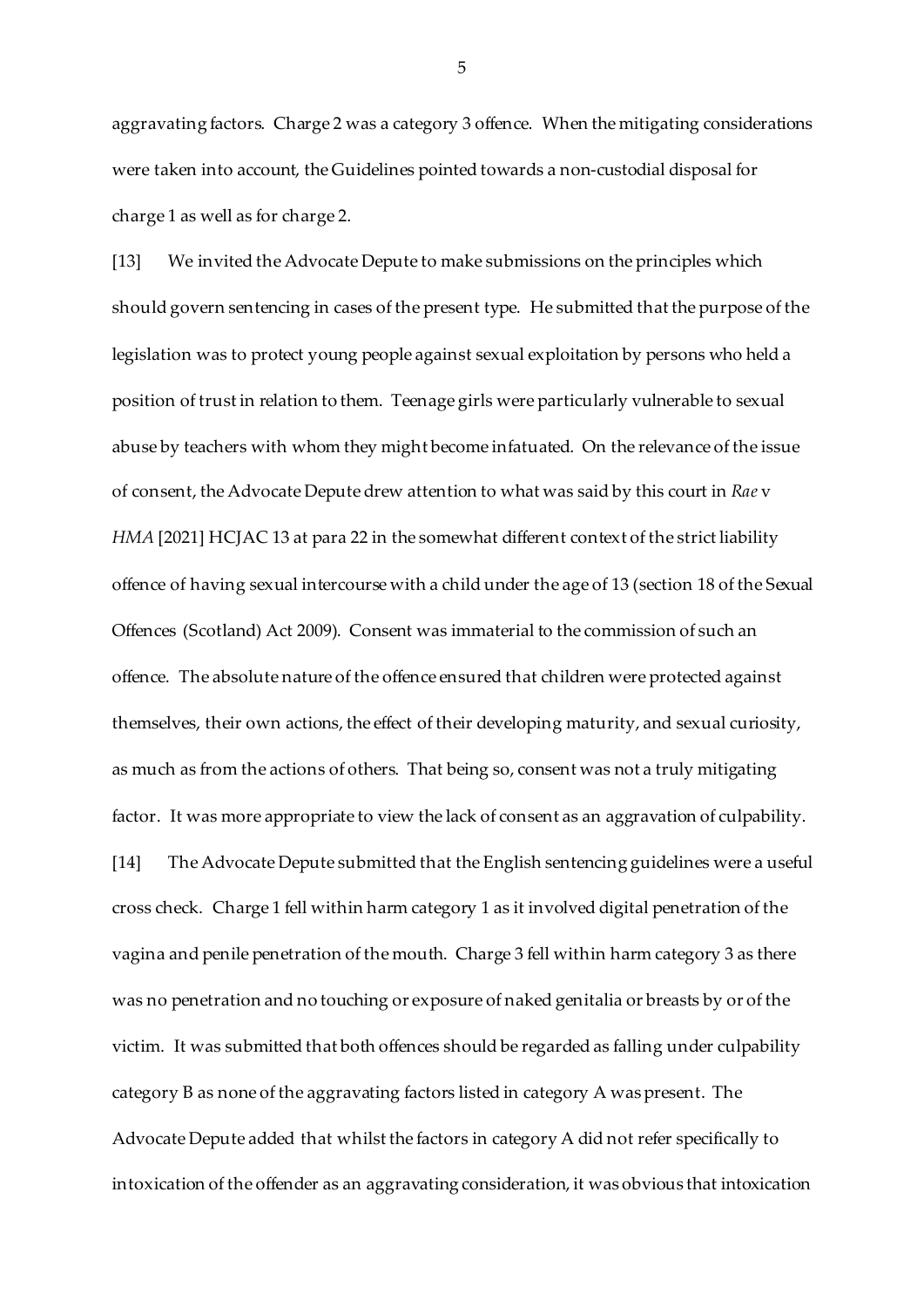aggravating factors. Charge 2 was a category 3 offence. When the mitigating considerations were taken into account, the Guidelines pointed towards a non-custodial disposal for charge 1 as well as for charge 2.

[13] We invited the Advocate Depute to make submissions on the principles which should govern sentencing in cases of the present type. He submitted that the purpose of the legislation was to protect young people against sexual exploitation by persons who held a position of trust in relation to them. Teenage girls were particularly vulnerable to sexual abuse by teachers with whom they might become infatuated. On the relevance of the issue of consent, the Advocate Depute drew attention to what was said by this court in *Rae* v *HMA* [2021] HCJAC 13 at para 22 in the somewhat different context of the strict liability offence of having sexual intercourse with a child under the age of 13 (section 18 of the Sexual Offences (Scotland) Act 2009). Consent was immaterial to the commission of such an offence. The absolute nature of the offence ensured that children were protected against themselves, their own actions, the effect of their developing maturity, and sexual curiosity, as much as from the actions of others. That being so, consent was not a truly mitigating factor. It was more appropriate to view the lack of consent as an aggravation of culpability.

[14] The Advocate Depute submitted that the English sentencing guidelines were a useful cross check. Charge 1 fell within harm category 1 as it involved digital penetration of the vagina and penile penetration of the mouth. Charge 3 fell within harm category 3 as there was no penetration and no touching or exposure of naked genitalia or breasts by or of the victim. It was submitted that both offences should be regarded as falling under culpability category B as none of the aggravating factors listed in category A was present. The Advocate Depute added that whilst the factors in category A did not refer specifically to intoxication of the offender as an aggravating consideration, it was obvious that intoxication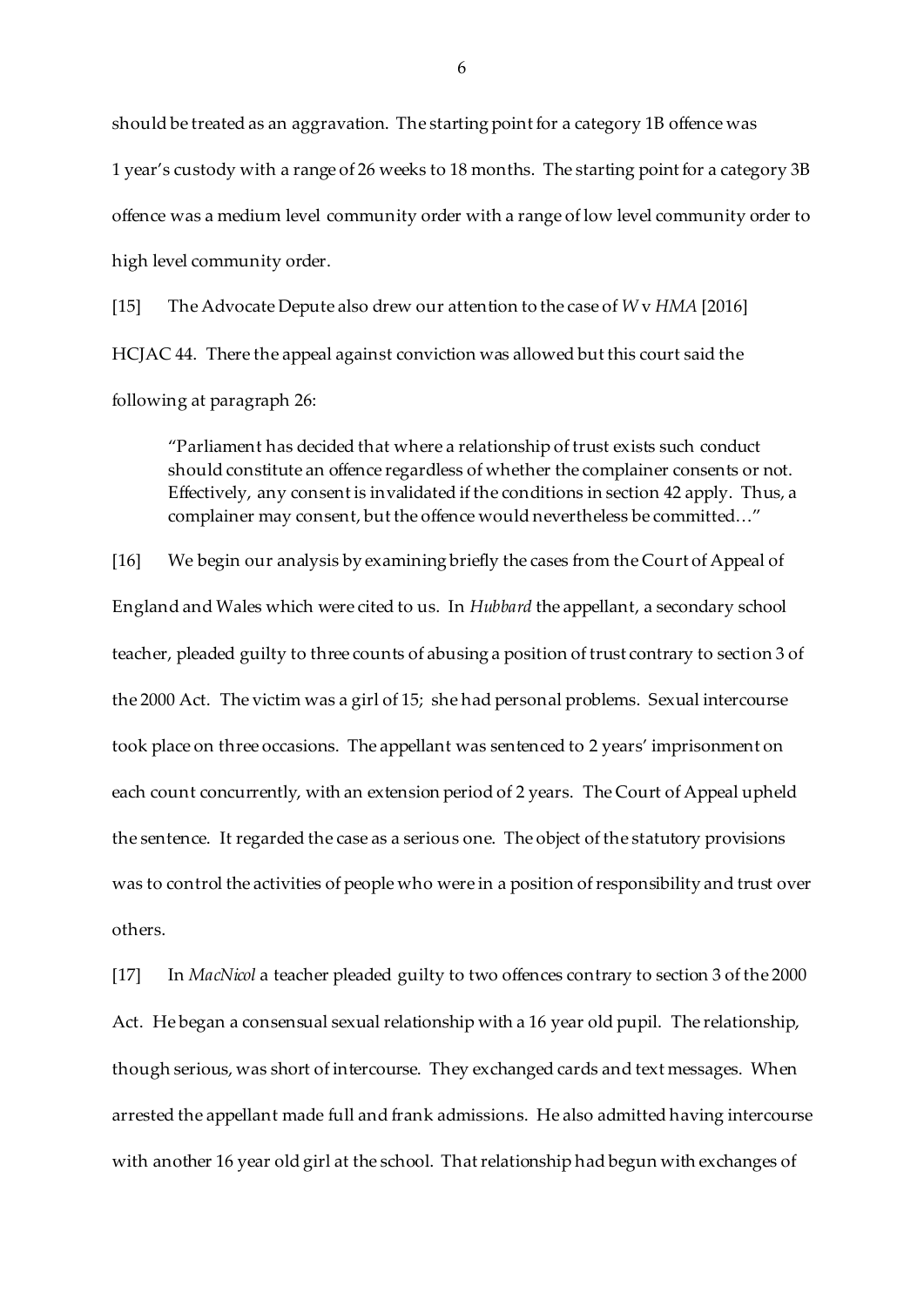should be treated as an aggravation. The starting point for a category 1B offence was 1 year's custody with a range of 26 weeks to 18 months. The starting point for a category 3B offence was a medium level community order with a range of low level community order to high level community order.

[15] The Advocate Depute also drew our attention to the case of *W* v *HMA* [2016] HCJAC 44. There the appeal against conviction was allowed but this court said the following at paragraph 26:

> "Parliament has decided that where a relationship of trust exists such conduct should constitute an offence regardless of whether the complainer consents or not. Effectively, any consent is invalidated if the conditions in section 42 apply. Thus, a complainer may consent, but the offence would nevertheless be committed…"

[16] We begin our analysis by examining briefly the cases from the Court of Appeal of England and Wales which were cited to us. In *Hubbard* the appellant, a secondary school teacher, pleaded guilty to three counts of abusing a position of trust contrary to section 3 of the 2000 Act. The victim was a girl of 15; she had personal problems. Sexual intercourse took place on three occasions. The appellant was sentenced to 2 years' imprisonment on each count concurrently, with an extension period of 2 years. The Court of Appeal upheld the sentence. It regarded the case as a serious one. The object of the statutory provisions was to control the activities of people who were in a position of responsibility and trust over others.

[17] In *MacNicol* a teacher pleaded guilty to two offences contrary to section 3 of the 2000 Act. He began a consensual sexual relationship with a 16 year old pupil. The relationship, though serious, was short of intercourse. They exchanged cards and text messages. When arrested the appellant made full and frank admissions. He also admitted having intercourse with another 16 year old girl at the school. That relationship had begun with exchanges of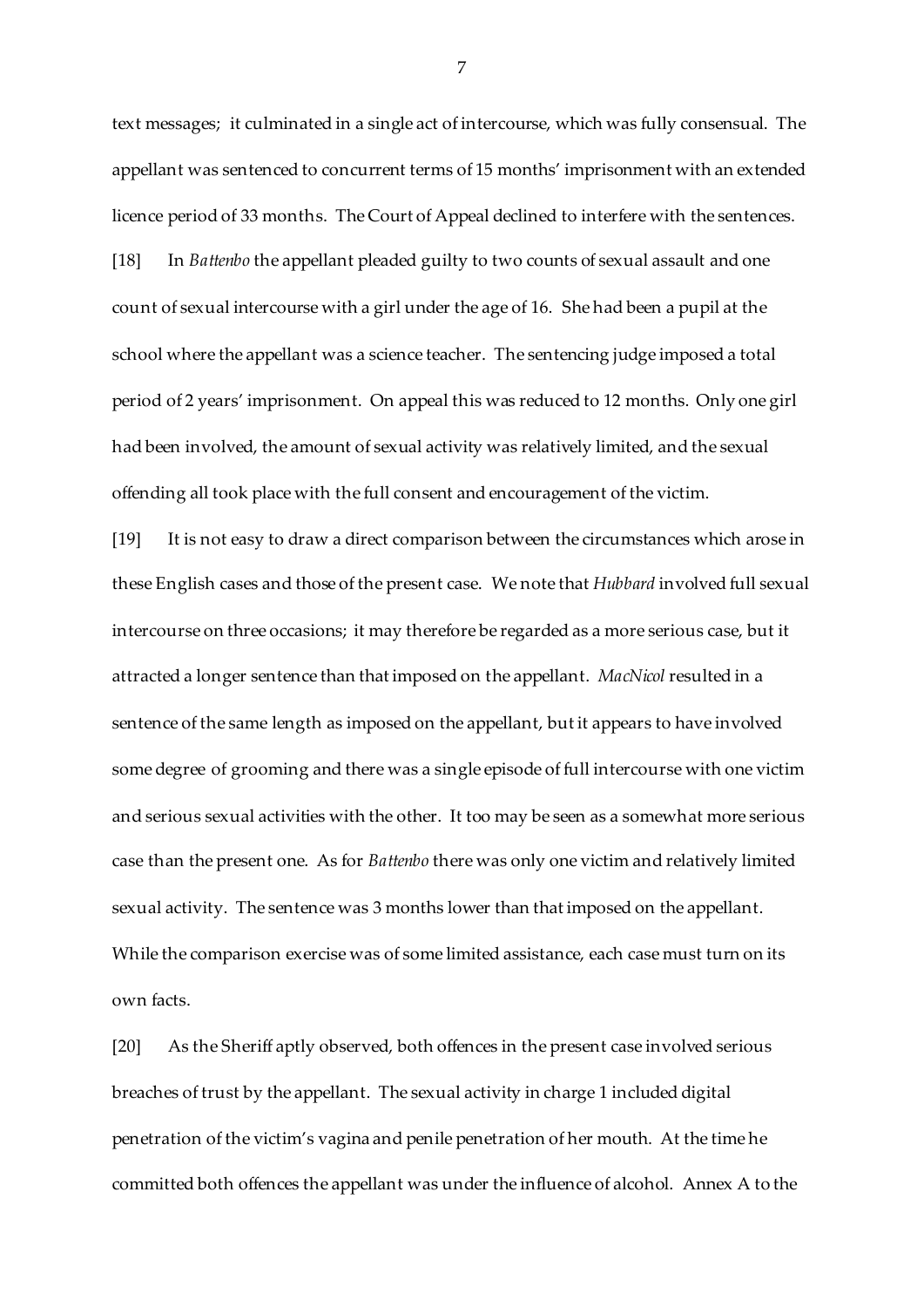text messages; it culminated in a single act of intercourse, which was fully consensual. The appellant was sentenced to concurrent terms of 15 months' imprisonment with an extended licence period of 33 months. The Court of Appeal declined to interfere with the sentences.

[18] In *Battenbo* the appellant pleaded guilty to two counts of sexual assault and one count of sexual intercourse with a girl under the age of 16. She had been a pupil at the school where the appellant was a science teacher. The sentencing judge imposed a total period of 2 years' imprisonment. On appeal this was reduced to 12 months. Only one girl had been involved, the amount of sexual activity was relatively limited, and the sexual offending all took place with the full consent and encouragement of the victim.

[19] It is not easy to draw a direct comparison between the circumstances which arose in these English cases and those of the present case. We note that *Hubbard* involved full sexual intercourse on three occasions; it may therefore be regarded as a more serious case, but it attracted a longer sentence than that imposed on the appellant. *MacNicol* resulted in a sentence of the same length as imposed on the appellant, but it appears to have involved some degree of grooming and there was a single episode of full intercourse with one victim and serious sexual activities with the other. It too may be seen as a somewhat more serious case than the present one. As for *Battenbo* there was only one victim and relatively limited sexual activity. The sentence was 3 months lower than that imposed on the appellant. While the comparison exercise was of some limited assistance, each case must turn on its own facts.

[20] As the Sheriff aptly observed, both offences in the present case involved serious breaches of trust by the appellant. The sexual activity in charge 1 included digital penetration of the victim's vagina and penile penetration of her mouth. At the time he committed both offences the appellant was under the influence of alcohol. Annex A to the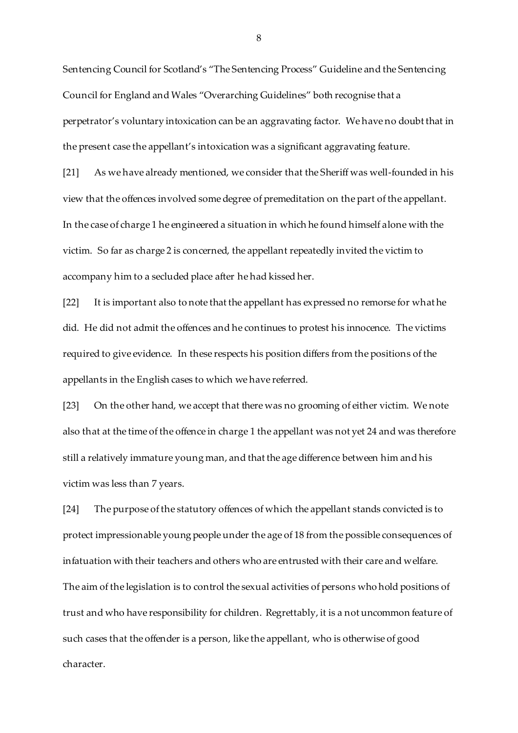Sentencing Council for Scotland's "The Sentencing Process" Guideline and the Sentencing Council for England and Wales "Overarching Guidelines" both recognise that a perpetrator's voluntary intoxication can be an aggravating factor. We have no doubt that in the present case the appellant's intoxication was a significant aggravating feature.

[21] As we have already mentioned, we consider that the Sheriff was well-founded in his view that the offences involved some degree of premeditation on the part of the appellant. In the case of charge 1 he engineered a situation in which he found himself alone with the victim. So far as charge 2 is concerned, the appellant repeatedly invited the victim to accompany him to a secluded place after he had kissed her.

[22] It is important also to note that the appellant has expressed no remorse for what he did. He did not admit the offences and he continues to protest his innocence. The victims required to give evidence. In these respects his position differs from the positions of the appellants in the English cases to which we have referred.

[23] On the other hand, we accept that there was no grooming of either victim. We note also that at the time of the offence in charge 1 the appellant was not yet 24 and was therefore still a relatively immature young man, and that the age difference between him and his victim was less than 7 years.

[24] The purpose of the statutory offences of which the appellant stands convicted is to protect impressionable young people under the age of 18 from the possible consequences of infatuation with their teachers and others who are entrusted with their care and welfare. The aim of the legislation is to control the sexual activities of persons who hold positions of trust and who have responsibility for children. Regrettably, it is a not uncommon feature of such cases that the offender is a person, like the appellant, who is otherwise of good character.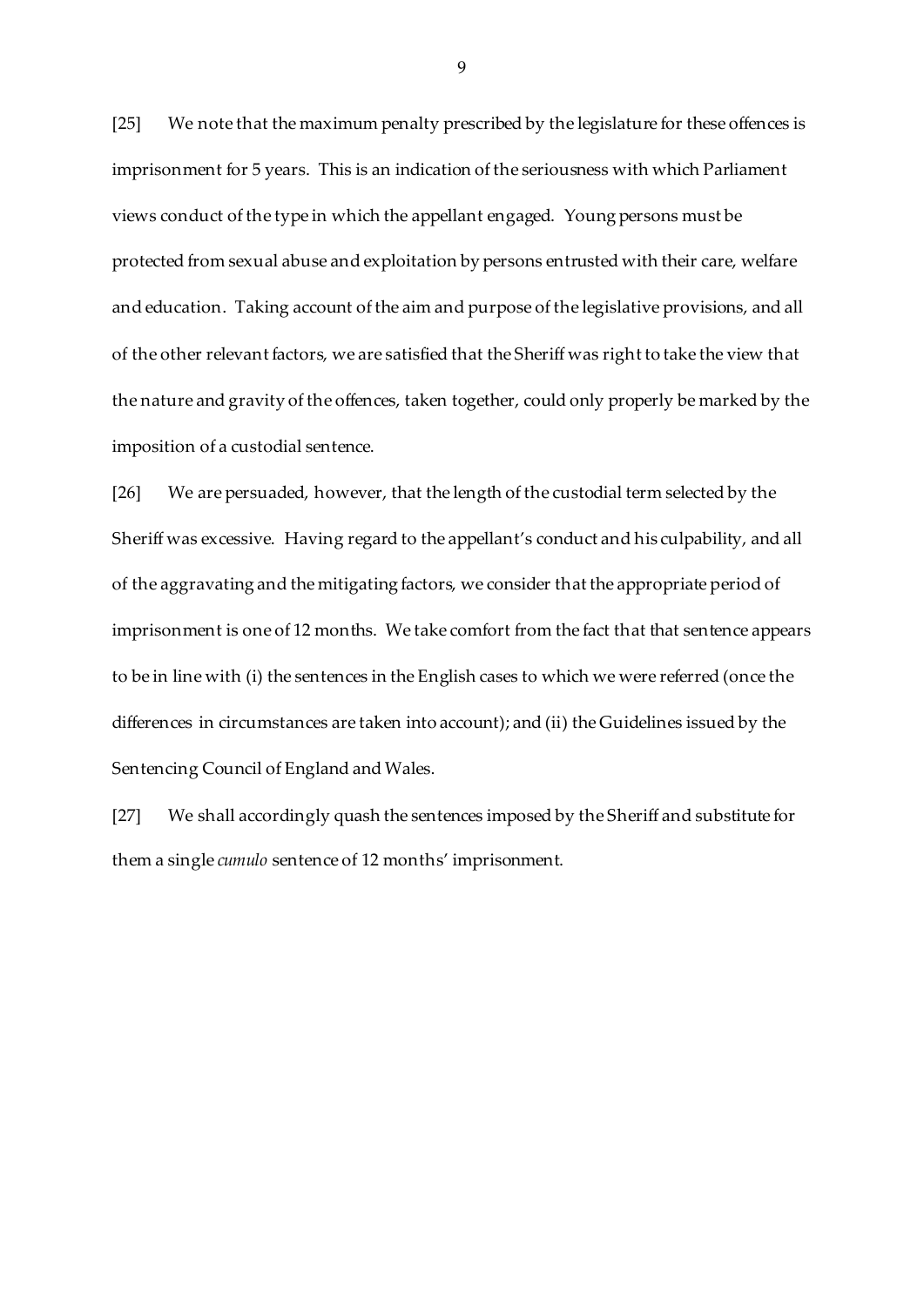[25] We note that the maximum penalty prescribed by the legislature for these offences is imprisonment for 5 years. This is an indication of the seriousness with which Parliament views conduct of the type in which the appellant engaged. Young persons must be protected from sexual abuse and exploitation by persons entrusted with their care, welfare and education. Taking account of the aim and purpose of the legislative provisions, and all of the other relevant factors, we are satisfied that the Sheriff was right to take the view that the nature and gravity of the offences, taken together, could only properly be marked by the imposition of a custodial sentence.

[26] We are persuaded, however, that the length of the custodial term selected by the Sheriff was excessive. Having regard to the appellant's conduct and his culpability, and all of the aggravating and the mitigating factors, we consider that the appropriate period of imprisonment is one of 12 months. We take comfort from the fact that that sentence appears to be in line with (i) the sentences in the English cases to which we were referred (once the differences in circumstances are taken into account); and (ii) the Guidelines issued by the Sentencing Council of England and Wales.

[27] We shall accordingly quash the sentences imposed by the Sheriff and substitute for them a single *cumulo* sentence of 12 months' imprisonment.